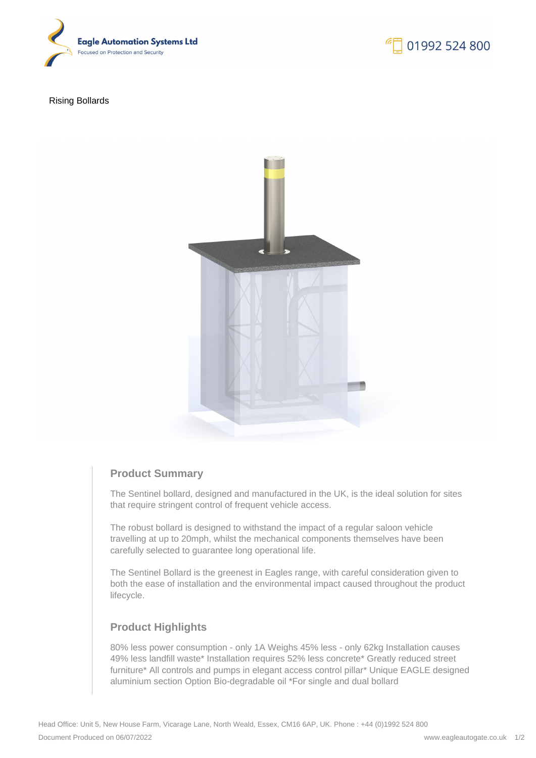Eagle Automation Systems Ltd
Focused on Protection and Security

01992 524 800

Rising Bollards

## Product Summary

The Sentinel bollard, designed and manufactured in the UK, is the ideal solution for sites that require stringent control of frequent vehicle access.

The robust bollard is designed to withstand the impact of a regular saloon vehicle travelling at up to 20mph, whilst the mechanical components themselves have been carefully selected to guarantee long operational life.

The Sentinel Bollard is the greenest in Eagles range, with careful consideration given to both the ease of installation and the environmental impact caused throughout the product lifecycle.

## Product Highlights

80% less power consumption - only 1A Weighs 45% less - only 62kg Installation causes 49% less landfill waste* Installation requires 52% less concrete* Greatly reduced street furniture* All controls and pumps in elegant access control pillar* Unique EAGLE designed aluminium section Option Bio-degradable oil *For single and dual bollard

Head Office: Unit 5, New House Farm, Vicarage Lane, North Weald, Essex, CM16 6AP, UK. Phone : +44 (0)1992 524 800

Document Produced on 06/07/2022

www.eagleautogate.co.uk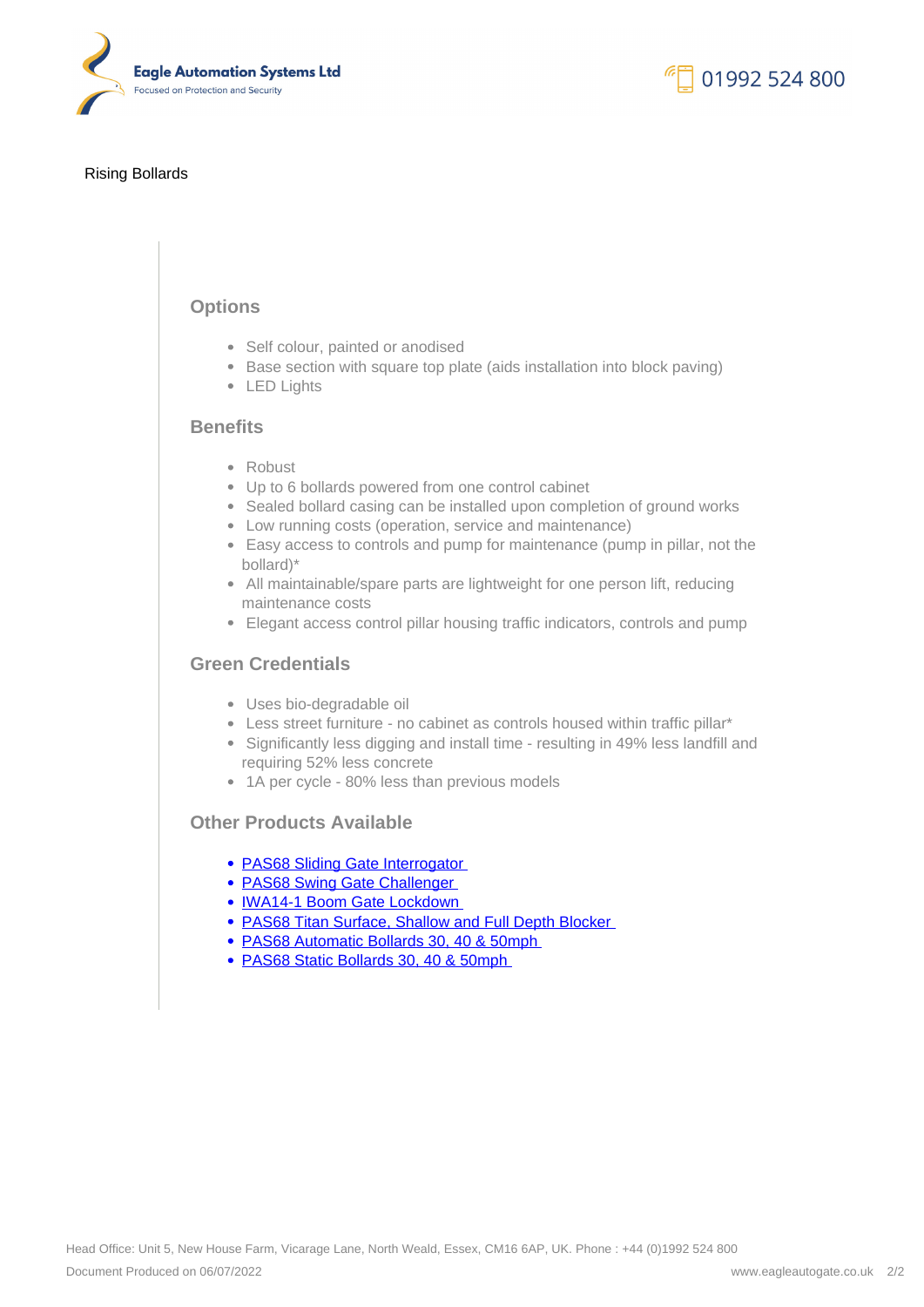Rising Bollards

## Options

- Self colour, painted or anodised
- Base section with square top plate (aids installation into block paving)
- LED Lights

## Benefits

- Robust
- Up to 6 bollards powered from one control cabinet
- Sealed bollard casing can be installed upon completion of ground works
- Low running costs (operation, service and maintenance)
- Easy access to controls and pump for maintenance (pump in pillar, not the bollard)*
- All maintainable/spare parts are lightweight for one person lift, reducing maintenance costs
- Elegant access control pillar housing traffic indicators, controls and pump

## Green Credentials

- Uses bio-degradable oil
- Less street furniture - no cabinet as controls housed within traffic pillar*
- Significantly less digging and install time - resulting in 49% less landfill and requiring 52% less concrete
- 1A per cycle - 80% less than previous models

## Other Products Available

- PAS68 Sliding Gate Interrogator
- PAS68 Swing Gate Challenger
- IWA14-1 Boom Gate Lockdown
- PAS68 Titan Surface, Shallow and Full Depth Blocker
- PAS68 Automatic Bollards 30, 40 & 50mph
- PAS68 Static Bollards 30, 40 & 50mph

Head Office: Unit 5, New House Farm, Vicarage Lane, North Weald, Essex, CM16 6AP, UK. Phone : +44 (0)1992 524 800

Document Produced on 06/07/2022